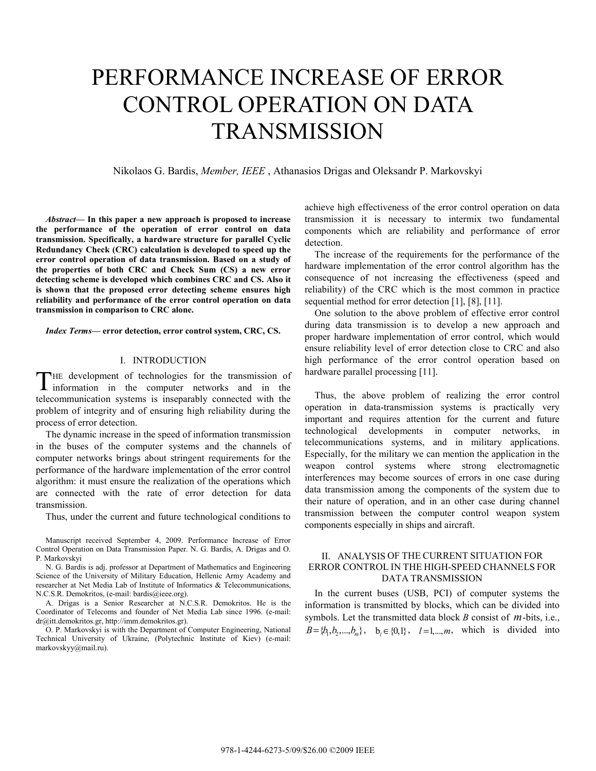# PERFORMANCE INCREASE OF ERROR CONTROL OPERATION ON DATA TRANSMISSION

Nikolaos G. Bardis, *Member, IEEE* , Athanasios Drigas and Oleksandr P. Markovskyi

***Abstract*— In this paper a new approach is proposed to increase the performance of the operation of error control on data transmission. Specifically, a hardware structure for parallel Cyclic Redundancy Check (CRC) calculation is developed to speed up the error control operation of data transmission. Based on a study of the properties of both CRC and Check Sum (CS) a new error detecting scheme is developed which combines CRC and CS. Also it is shown that the proposed error detecting scheme ensures high reliability and performance of the error control operation on data transmission in comparison to CRC alone.**

***Index Terms*— error detection, error control system, CRC, CS.**

## I. INTRODUCTION

THE development of technologies for the transmission of information in the computer networks and in the telecommunication systems is inseparably connected with the problem of integrity and of ensuring high reliability during the process of error detection.

The dynamic increase in the speed of information transmission in the buses of the computer systems and the channels of computer networks brings about stringent requirements for the performance of the hardware implementation of the error control algorithm: it must ensure the realization of the operations which are connected with the rate of error detection for data transmission.

Thus, under the current and future technological conditions to achieve high effectiveness of the error control operation on data transmission it is necessary to intermix two fundamental components which are reliability and performance of error detection.

The increase of the requirements for the performance of the hardware implementation of the error control algorithm has the consequence of not increasing the effectiveness (speed and reliability) of the CRC which is the most common in practice sequential method for error detection [1], [8], [11].

One solution to the above problem of effective error control during data transmission is to develop a new approach and proper hardware implementation of error control, which would ensure reliability level of error detection close to CRC and also high performance of the error control operation based on hardware parallel processing [11].

Thus, the above problem of realizing the error control operation in data-transmission systems is practically very important and requires attention for the current and future technological developments in computer networks, in telecommunications systems, and in military applications. Especially, for the military we can mention the application in the weapon control systems where strong electromagnetic interferences may become sources of errors in one case during data transmission among the components of the system due to their nature of operation, and in an other case during channel transmission between the computer control weapon system components especially in ships and aircraft.

## II. ANALYSIS OF THE CURRENT SITUATION FOR ERROR CONTROL IN THE HIGH-SPEED CHANNELS FOR DATA TRANSMISSION

In the current buses (USB, PCI) of computer systems the information is transmitted by blocks, which can be divided into symbols. Let the transmitted data block $B$ consist of $m$-bits, i.e., $B=\{b_1,b_2,...,b_m\}$, $b_l \in \{0,1\}$, $l=1,...,m$, which is divided into

Manuscript received September 4, 2009. Performance Increase of Error Control Operation on Data Transmission Paper. N. G. Bardis, A. Drigas and O. P. Markovskyi

N. G. Bardis is adj. professor at Department of Mathematics and Engineering Science of the University of Military Education, Hellenic Army Academy and researcher at Net Media Lab of Institute of Informatics & Telecommunications, N.C.S.R. Demokritos, (e-mail: bardis@ieee.org).

A. Drigas is a Senior Researcher at N.C.S.R. Demokritos. He is the Coordinator of Telecoms and founder of Net Media Lab since 1996. (e-mail: dr@itt.demokritos.gr, http://imm.demokritos.gr).

O. P. Markovskyi is with the Department of Computer Engineering, National Technical University of Ukraine, (Polytechnic Institute of Kiev) (e-mail: markovskyy@mail.ru).

978-1-4244-6273-5/09/$26.00 ©2009 IEEE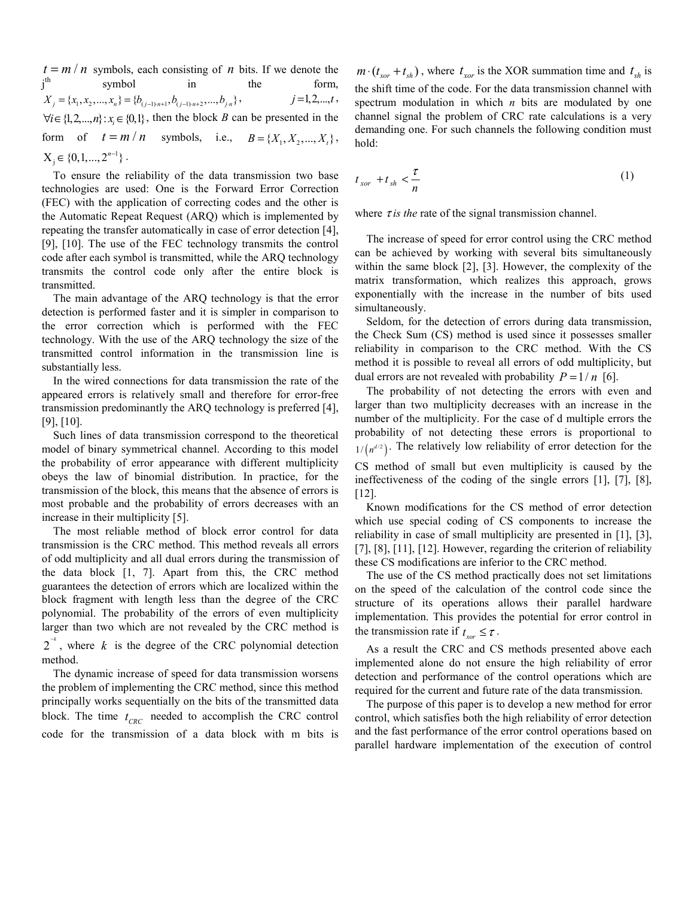$t = m/n$ symbols, each consisting of $n$ bits. If we denote the j[th] symbol in the form, $X_j = \{x_1, x_2, ..., x_n\} = \{b_{(j-1)\cdot n+1}, b_{(j-1)\cdot n+2}, ..., b_{j\cdot n}\}$, $j = 1,2,...,t$, $\forall i \in \{1,2,...,n\}: x_i \in \{0,1\}$, then the block $B$ can be presented in the form of $t = m/n$ symbols, i.e., $B = \{X_1, X_2, ..., X_t\}$, $X_j \in \{0,1,...,2^{n-1}\}$.

To ensure the reliability of the data transmission two base technologies are used: One is the Forward Error Correction (FEC) with the application of correcting codes and the other is the Automatic Repeat Request (ARQ) which is implemented by repeating the transfer automatically in case of error detection [4], [9], [10]. The use of the FEC technology transmits the control code after each symbol is transmitted, while the ARQ technology transmits the control code only after the entire block is transmitted.

The main advantage of the ARQ technology is that the error detection is performed faster and it is simpler in comparison to the error correction which is performed with the FEC technology. With the use of the ARQ technology the size of the transmitted control information in the transmission line is substantially less.

In the wired connections for data transmission the rate of the appeared errors is relatively small and therefore for error-free transmission predominantly the ARQ technology is preferred [4], [9], [10].

Such lines of data transmission correspond to the theoretical model of binary symmetrical channel. According to this model the probability of error appearance with different multiplicity obeys the law of binomial distribution. In practice, for the transmission of the block, this means that the absence of errors is most probable and the probability of errors decreases with an increase in their multiplicity [5].

The most reliable method of block error control for data transmission is the CRC method. This method reveals all errors of odd multiplicity and all dual errors during the transmission of the data block [1, 7]. Apart from this, the CRC method guarantees the detection of errors which are localized within the block fragment with length less than the degree of the CRC polynomial. The probability of the errors of even multiplicity larger than two which are not revealed by the CRC method is $2^{-k}$, where $k$ is the degree of the CRC polynomial detection method.

The dynamic increase of speed for data transmission worsens the problem of implementing the CRC method, since this method principally works sequentially on the bits of the transmitted data block. The time $t_{CRC}$ needed to accomplish the CRC control code for the transmission of a data block with m bits is $m \cdot (t_{xor} + t_{sh})$, where $t_{xor}$ is the XOR summation time and $t_{sh}$ is the shift time of the code. For the data transmission channel with spectrum modulation in which *n* bits are modulated by one channel signal the problem of CRC rate calculations is a very demanding one. For such channels the following condition must hold:

$$t_{xor} + t_{sh} < \frac{\tau}{n} \tag{1}$$

where $\tau$ *is the* rate of the signal transmission channel.

The increase of speed for error control using the CRC method can be achieved by working with several bits simultaneously within the same block [2], [3]. However, the complexity of the matrix transformation, which realizes this approach, grows exponentially with the increase in the number of bits used simultaneously.

Seldom, for the detection of errors during data transmission, the Check Sum (CS) method is used since it possesses smaller reliability in comparison to the CRC method. With the CS method it is possible to reveal all errors of odd multiplicity, but dual errors are not revealed with probability $P = 1/n$ [6].

The probability of not detecting the errors with even and larger than two multiplicity decreases with an increase in the number of the multiplicity. For the case of d multiple errors the probability of not detecting these errors is proportional to $1/\left(n^{d/2}\right)$. The relatively low reliability of error detection for the CS method of small but even multiplicity is caused by the ineffectiveness of the coding of the single errors [1], [7], [8], [12].

Known modifications for the CS method of error detection which use special coding of CS components to increase the reliability in case of small multiplicity are presented in [1], [3], [7], [8], [11], [12]. However, regarding the criterion of reliability these CS modifications are inferior to the CRC method.

The use of the CS method practically does not set limitations on the speed of the calculation of the control code since the structure of its operations allows their parallel hardware implementation. This provides the potential for error control in the transmission rate if $t_{xor} \le \tau$.

As a result the CRC and CS methods presented above each implemented alone do not ensure the high reliability of error detection and performance of the control operations which are required for the current and future rate of the data transmission.

The purpose of this paper is to develop a new method for error control, which satisfies both the high reliability of error detection and the fast performance of the error control operations based on parallel hardware implementation of the execution of control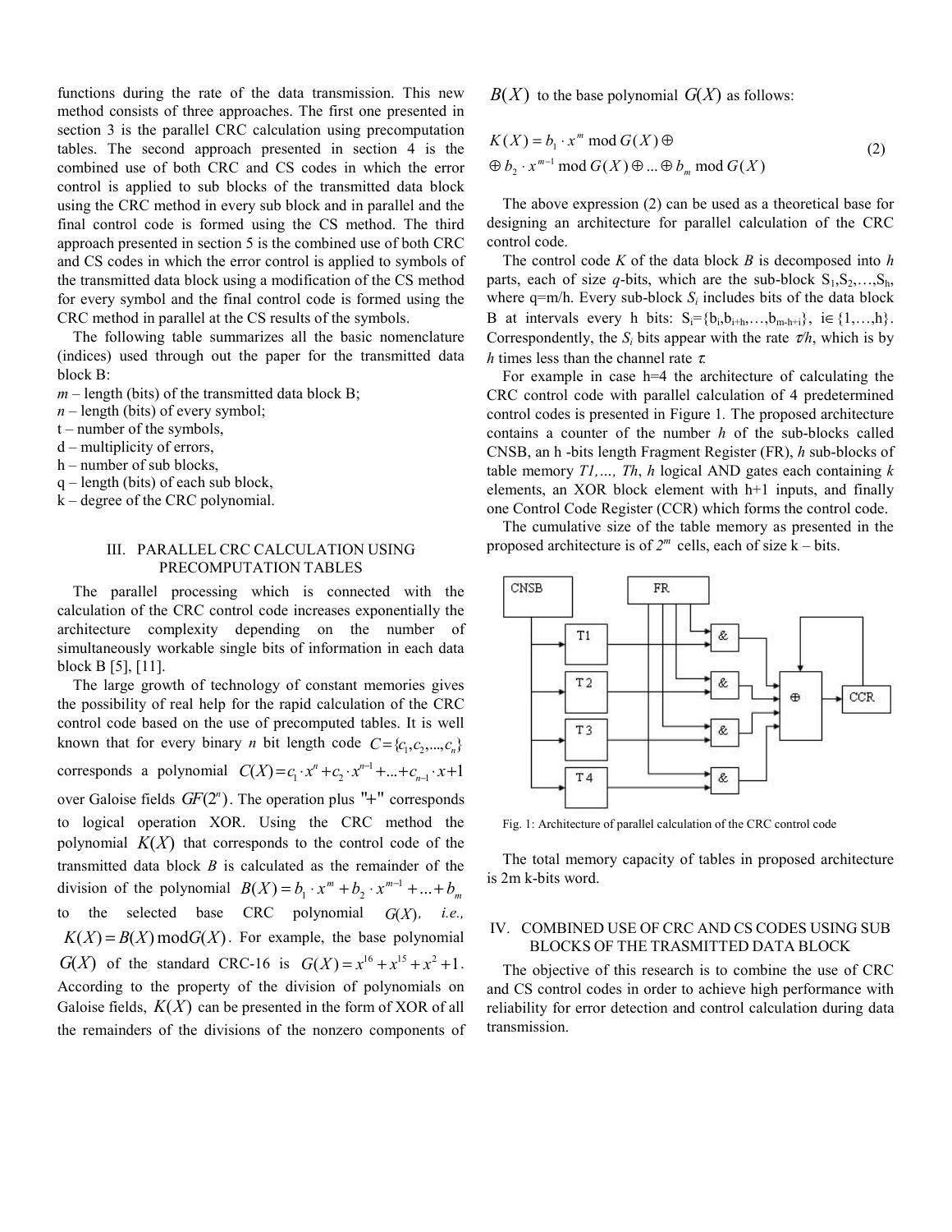functions during the rate of the data transmission. This new method consists of three approaches. The first one presented in section 3 is the parallel CRC calculation using precomputation tables. The second approach presented in section 4 is the combined use of both CRC and CS codes in which the error control is applied to sub blocks of the transmitted data block using the CRC method in every sub block and in parallel and the final control code is formed using the CS method. The third approach presented in section 5 is the combined use of both CRC and CS codes in which the error control is applied to symbols of the transmitted data block using a modification of the CS method for every symbol and the final control code is formed using the CRC method in parallel at the CS results of the symbols.

The following table summarizes all the basic nomenclature (indices) used through out the paper for the transmitted data block B:

$m$ – length (bits) of the transmitted data block B;
$n$ – length (bits) of every symbol;
t – number of the symbols,
d – multiplicity of errors,
h – number of sub blocks,
q – length (bits) of each sub block,
k – degree of the CRC polynomial.

## III. PARALLEL CRC CALCULATION USING PRECOMPUTATION TABLES

The parallel processing which is connected with the calculation of the CRC control code increases exponentially the architecture complexity depending on the number of simultaneously workable single bits of information in each data block B [5], [11].

The large growth of technology of constant memories gives the possibility of real help for the rapid calculation of the CRC control code based on the use of precomputed tables. It is well known that for every binary *n* bit length code $C = \{c_1, c_2, ..., c_n\}$ corresponds a polynomial $C(X) = c_1 \cdot x^n + c_2 \cdot x^{n-1} + ... + c_{n-1} \cdot x + 1$ over Galoise fields $GF(2^n)$. The operation plus "+" corresponds to logical operation XOR. Using the CRC method the polynomial $K(X)$ that corresponds to the control code of the transmitted data block *B* is calculated as the remainder of the division of the polynomial $B(X) = b_1 \cdot x^m + b_2 \cdot x^{m-1} + ... + b_m$ to the selected base CRC polynomial $G(X)$, *i.e.*, $K(X) = B(X) \bmod G(X)$. For example, the base polynomial $G(X)$ of the standard CRC-16 is $G(X) = x^{16} + x^{15} + x^2 + 1$. According to the property of the division of polynomials on Galoise fields, $K(X)$ can be presented in the form of XOR of all the remainders of the divisions of the nonzero components of $B(X)$ to the base polynomial $G(X)$ as follows:

$$K(X) = b_1 \cdot x^m \bmod G(X) \oplus \oplus b_2 \cdot x^{m-1} \bmod G(X) \oplus ... \oplus b_m \bmod G(X) \tag{2}$$

The above expression (2) can be used as a theoretical base for designing an architecture for parallel calculation of the CRC control code.

The control code *K* of the data block *B* is decomposed into *h* parts, each of size *q*-bits, which are the sub-block $S_1, S_2, \ldots, S_h$, where q=m/h. Every sub-block $S_i$ includes bits of the data block B at intervals every h bits: $S_i = \{b_i, b_{i+h}, \ldots, b_{m-h+i}\}$, $i \in \{1, \ldots, h\}$. Correspondently, the $S_i$ bits appear with the rate $\tau/h$, which is by *h* times less than the channel rate $\tau$.

For example in case h=4 the architecture of calculating the CRC control code with parallel calculation of 4 predetermined control codes is presented in Figure 1. The proposed architecture contains a counter of the number *h* of the sub-blocks called CNSB, an h -bits length Fragment Register (FR), *h* sub-blocks of table memory *T1,…, Th*, *h* logical AND gates each containing *k* elements, an XOR block element with h+1 inputs, and finally one Control Code Register (CCR) which forms the control code.

The cumulative size of the table memory as presented in the proposed architecture is of $2^m$ cells, each of size k – bits.

Fig. 1: Architecture of parallel calculation of the CRC control code

The total memory capacity of tables in proposed architecture is 2m k-bits word.

## IV. COMBINED USE OF CRC AND CS CODES USING SUB BLOCKS OF THE TRASMITTED DATA BLOCK

The objective of this research is to combine the use of CRC and CS control codes in order to achieve high performance with reliability for error detection and control calculation during data transmission.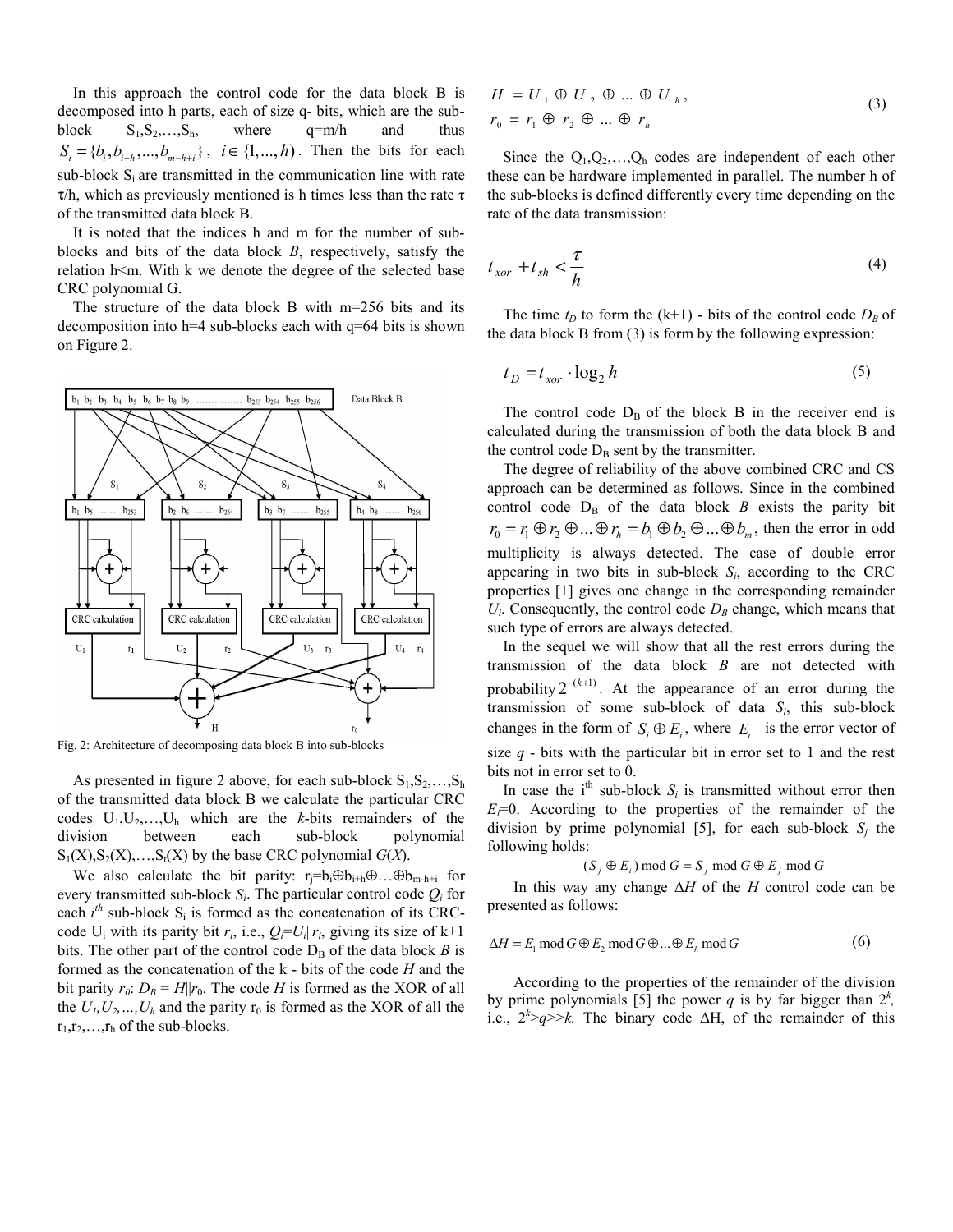In this approach the control code for the data block B is decomposed into h parts, each of size q- bits, which are the sub-block $S_1, S_2, \ldots, S_h$, where $q=m/h$ and thus $S_i = \{b_i, b_{i+h}, \ldots, b_{m-h+i}\}$, $i \in \{1, \ldots, h\}$. Then the bits for each sub-block $S_i$ are transmitted in the communication line with rate $\tau/h$, which as previously mentioned is h times less than the rate $\tau$ of the transmitted data block B.

It is noted that the indices h and m for the number of sub-blocks and bits of the data block *B*, respectively, satisfy the relation $h<m$. With k we denote the degree of the selected base CRC polynomial G.

The structure of the data block B with m=256 bits and its decomposition into h=4 sub-blocks each with q=64 bits is shown on Figure 2.

Fig. 2: Architecture of decomposing data block B into sub-blocks

As presented in figure 2 above, for each sub-block $S_1, S_2, \ldots, S_h$ of the transmitted data block B we calculate the particular CRC codes $U_1, U_2, \ldots, U_h$ which are the *k*-bits remainders of the division between each sub-block polynomial $S_1(X), S_2(X), \ldots, S_t(X)$ by the base CRC polynomial $G(X)$.

We also calculate the bit parity: $r_j = b_i \oplus b_{i+h} \oplus \ldots \oplus b_{m-h+i}$ for every transmitted sub-block $S_i$. The particular control code $Q_i$ for each $i^{th}$ sub-block $S_i$ is formed as the concatenation of its CRC-code $U_i$ with its parity bit $r_i$, i.e., $Q_i = U_i \| r_i$, giving its size of k+1 bits. The other part of the control code $D_B$ of the data block *B* is formed as the concatenation of the k - bits of the code *H* and the bit parity $r_0$: $D_B = H \| r_0$. The code *H* is formed as the XOR of all the $U_1, U_2, \ldots, U_h$ and the parity $r_0$ is formed as the XOR of all the $r_1, r_2, \ldots, r_h$ of the sub-blocks.

$$H = U_1 \oplus U_2 \oplus \ldots \oplus U_h, \quad r_0 = r_1 \oplus r_2 \oplus \ldots \oplus r_h \tag{3}$$

Since the $Q_1, Q_2, \ldots, Q_h$ codes are independent of each other these can be hardware implemented in parallel. The number h of the sub-blocks is defined differently every time depending on the rate of the data transmission:

$$t_{xor} + t_{sh} < \frac{\tau}{h} \tag{4}$$

The time $t_D$ to form the (k+1) - bits of the control code $D_B$ of the data block B from (3) is form by the following expression:

$$t_D = t_{xor} \cdot \log_2 h \tag{5}$$

The control code $D_B$ of the block B in the receiver end is calculated during the transmission of both the data block B and the control code $D_B$ sent by the transmitter.

The degree of reliability of the above combined CRC and CS approach can be determined as follows. Since in the combined control code $D_B$ of the data block *B* exists the parity bit $r_0 = r_1 \oplus r_2 \oplus \ldots \oplus r_h = b_1 \oplus b_2 \oplus \ldots \oplus b_m$, then the error in odd multiplicity is always detected. The case of double error appearing in two bits in sub-block $S_i$, according to the CRC properties [1] gives one change in the corresponding remainder $U_i$. Consequently, the control code $D_B$ change, which means that such type of errors are always detected.

In the sequel we will show that all the rest errors during the transmission of the data block *B* are not detected with probability $2^{-(k+1)}$. At the appearance of an error during the transmission of some sub-block of data $S_i$, this sub-block changes in the form of $S_i \oplus E_i$, where $E_i$ is the error vector of size *q* - bits with the particular bit in error set to 1 and the rest bits not in error set to 0.

In case the $i^{th}$ sub-block $S_i$ is transmitted without error then $E_i=0$. According to the properties of the remainder of the division by prime polynomial [5], for each sub-block $S_j$ the following holds:

$$(S_j \oplus E_i) \bmod G = S_j \bmod G \oplus E_j \bmod G$$

In this way any change $\Delta H$ of the *H* control code can be presented as follows:

$$\Delta H = E_1 \bmod G \oplus E_2 \bmod G \oplus \ldots \oplus E_h \bmod G \tag{6}$$

According to the properties of the remainder of the division by prime polynomials [5] the power *q* is by far bigger than $2^k$, i.e., $2^k > q >> k$. The binary code $\Delta H$, of the remainder of this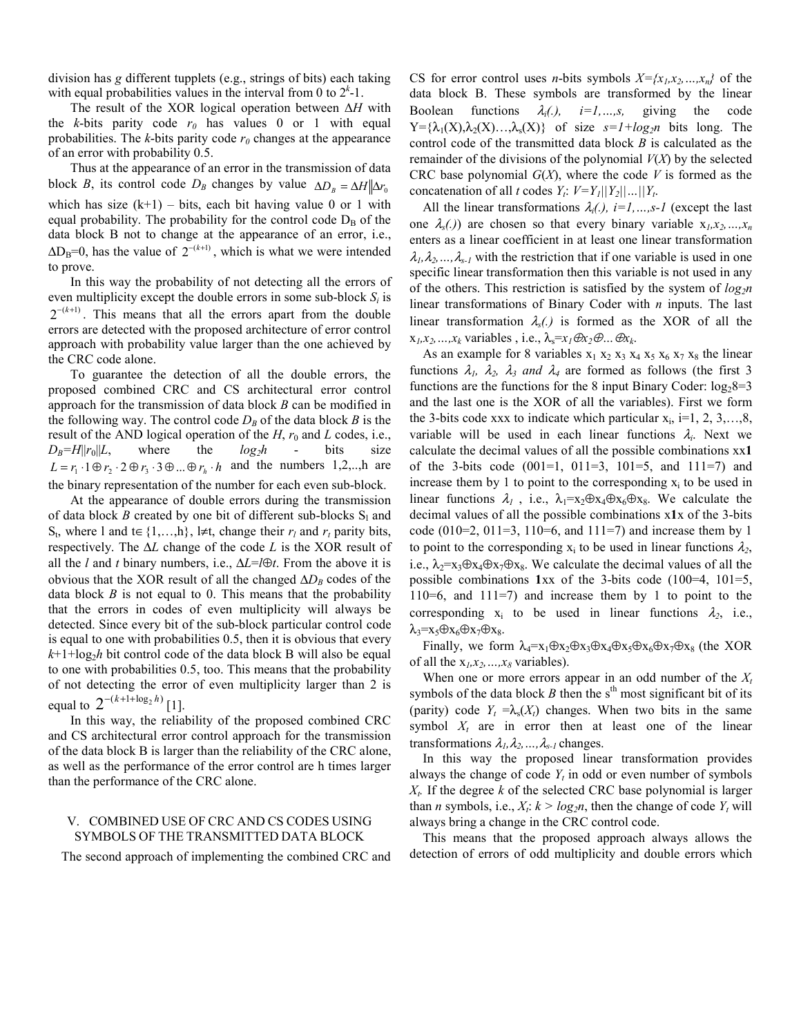division has $g$ different tupplets (e.g., strings of bits) each taking with equal probabilities values in the interval from 0 to $2^k$-1.

The result of the XOR logical operation between $\Delta H$ with the $k$-bits parity code $r_0$ has values 0 or 1 with equal probabilities. The $k$-bits parity code $r_0$ changes at the appearance of an error with probability 0.5.

Thus at the appearance of an error in the transmission of data block $B$, its control code $D_B$ changes by value $\Delta D_B = \Delta H \| \Delta r_0$ which has size (k+1) – bits, each bit having value 0 or 1 with equal probability. The probability for the control code $D_B$ of the data block B not to change at the appearance of an error, i.e., $\Delta D_B$=0, has the value of $2^{-(k+1)}$, which is what we were intended to prove.

In this way the probability of not detecting all the errors of even multiplicity except the double errors in some sub-block $S_i$ is $2^{-(k+1)}$. This means that all the errors apart from the double errors are detected with the proposed architecture of error control approach with probability value larger than the one achieved by the CRC code alone.

To guarantee the detection of all the double errors, the proposed combined CRC and CS architectural error control approach for the transmission of data block $B$ can be modified in the following way. The control code $D_B$ of the data block $B$ is the result of the AND logical operation of the $H$, $r_0$ and $L$ codes, i.e., $D_B=H\|r_0\|L$, where the $log_2h$ - bits size $L = r_1 \cdot 1 \oplus r_2 \cdot 2 \oplus r_3 \cdot 3 \oplus ... \oplus r_h \cdot h$ and the numbers 1,2,..,h are the binary representation of the number for each even sub-block.

At the appearance of double errors during the transmission of data block $B$ created by one bit of different sub-blocks $S_l$ and $S_t$, where l and t∈ {1,…,h}, l≠t, change their $r_l$ and $r_t$ parity bits, respectively. The $\Delta L$ change of the code $L$ is the XOR result of all the $l$ and $t$ binary numbers, i.e., $\Delta L=l\oplus t$. From the above it is obvious that the XOR result of all the changed $\Delta D_B$ codes of the data block $B$ is not equal to 0. This means that the probability that the errors in codes of even multiplicity will always be detected. Since every bit of the sub-block particular control code is equal to one with probabilities 0.5, then it is obvious that every $k$+1+log$_2h$ bit control code of the data block B will also be equal to one with probabilities 0.5, too. This means that the probability of not detecting the error of even multiplicity larger than 2 is equal to $2^{-(k+1+\log_2 h)}$ [1].

In this way, the reliability of the proposed combined CRC and CS architectural error control approach for the transmission of the data block B is larger than the reliability of the CRC alone, as well as the performance of the error control are h times larger than the performance of the CRC alone.

## V. COMBINED USE OF CRC AND CS CODES USING SYMBOLS OF THE TRANSMITTED DATA BLOCK

The second approach of implementing the combined CRC and CS for error control uses $n$-bits symbols $X=\{x_1,x_2,...,x_n\}$ of the data block B. These symbols are transformed by the linear Boolean functions $\lambda_i(.)$, $i=1,...,s$, giving the code $Y=\{\lambda_1(X),\lambda_2(X)...,\lambda_s(X)\}$ of size $s=1+log_2n$ bits long. The control code of the transmitted data block $B$ is calculated as the remainder of the divisions of the polynomial $V(X)$ by the selected CRC base polynomial $G(X)$, where the code $V$ is formed as the concatenation of all $t$ codes $Y_t$: $V=Y_1||Y_2||...||Y_t$.

All the linear transformations $\lambda_i(.)$, $i=1,...,s-1$ (except the last one $\lambda_s(.)$) are chosen so that every binary variable $x_1,x_2,...,x_n$ enters as a linear coefficient in at least one linear transformation $\lambda_1,\lambda_2,...,\lambda_{s-1}$ with the restriction that if one variable is used in one specific linear transformation then this variable is not used in any of the others. This restriction is satisfied by the system of $log_2n$ linear transformations of Binary Coder with $n$ inputs. The last linear transformation $\lambda_s(.)$ is formed as the XOR of all the $x_1,x_2,...,x_k$ variables , i.e., $\lambda_s=x_1\oplus x_2\oplus ...\oplus x_k$.

As an example for 8 variables $x_1$ $x_2$ $x_3$ $x_4$ $x_5$ $x_6$ $x_7$ $x_8$ the linear functions $\lambda_1$, $\lambda_2$, $\lambda_3$ and $\lambda_4$ are formed as follows (the first 3 functions are the functions for the 8 input Binary Coder: $\log_2 8=3$ and the last one is the XOR of all the variables). First we form the 3-bits code xxx to indicate which particular $x_i$, i=1, 2, 3,…,8, variable will be used in each linear functions $\lambda_i$. Next we calculate the decimal values of all the possible combinations xx**1** of the 3-bits code (001=1, 011=3, 101=5, and 111=7) and increase them by 1 to point to the corresponding $x_i$ to be used in linear functions $\lambda_1$ , i.e., $\lambda_1=x_2\oplus x_4\oplus x_6\oplus x_8$. We calculate the decimal values of all the possible combinations x**1**x of the 3-bits code (010=2, 011=3, 110=6, and 111=7) and increase them by 1 to point to the corresponding $x_i$ to be used in linear functions $\lambda_2$, i.e., $\lambda_2=x_3\oplus x_4\oplus x_7\oplus x_8$. We calculate the decimal values of all the possible combinations **1**xx of the 3-bits code (100=4, 101=5, 110=6, and 111=7) and increase them by 1 to point to the corresponding $x_i$ to be used in linear functions $\lambda_2$, i.e., $\lambda_3=x_5\oplus x_6\oplus x_7\oplus x_8$.

Finally, we form $\lambda_4=x_1\oplus x_2\oplus x_3\oplus x_4\oplus x_5\oplus x_6\oplus x_7\oplus x_8$ (the XOR of all the $x_1,x_2,...,x_8$ variables).

When one or more errors appear in an odd number of the $X_t$ symbols of the data block $B$ then the s[th] most significant bit of its (parity) code $Y_t=\lambda_s(X_t)$ changes. When two bits in the same symbol $X_t$ are in error then at least one of the linear transformations $\lambda_1,\lambda_2,...,\lambda_{s-1}$ changes.

In this way the proposed linear transformation provides always the change of code $Y_t$ in odd or even number of symbols $X_t$. If the degree $k$ of the selected CRC base polynomial is larger than $n$ symbols, i.e., $X_t$: $k > log_2n$, then the change of code $Y_t$ will always bring a change in the CRC control code.

This means that the proposed approach always allows the detection of errors of odd multiplicity and double errors which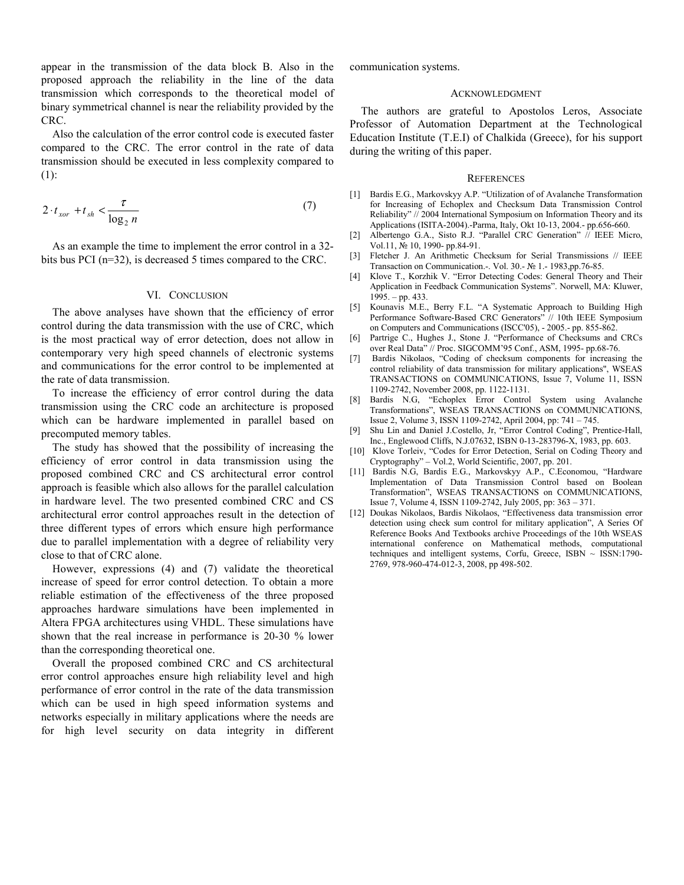appear in the transmission of the data block B. Also in the proposed approach the reliability in the line of the data transmission which corresponds to the theoretical model of binary symmetrical channel is near the reliability provided by the CRC.

Also the calculation of the error control code is executed faster compared to the CRC. The error control in the rate of data transmission should be executed in less complexity compared to (1):

$$2 \cdot t_{xor} + t_{sh} < \frac{\tau}{\log_2 n} \tag{7}$$

As an example the time to implement the error control in a 32-bits bus PCI (n=32), is decreased 5 times compared to the CRC.

## VI. Conclusion

The above analyses have shown that the efficiency of error control during the data transmission with the use of CRC, which is the most practical way of error detection, does not allow in contemporary very high speed channels of electronic systems and communications for the error control to be implemented at the rate of data transmission.

To increase the efficiency of error control during the data transmission using the CRC code an architecture is proposed which can be hardware implemented in parallel based on precomputed memory tables.

The study has showed that the possibility of increasing the efficiency of error control in data transmission using the proposed combined CRC and CS architectural error control approach is feasible which also allows for the parallel calculation in hardware level. The two presented combined CRC and CS architectural error control approaches result in the detection of three different types of errors which ensure high performance due to parallel implementation with a degree of reliability very close to that of CRC alone.

However, expressions (4) and (7) validate the theoretical increase of speed for error control detection. To obtain a more reliable estimation of the effectiveness of the three proposed approaches hardware simulations have been implemented in Altera FPGA architectures using VHDL. These simulations have shown that the real increase in performance is 20-30 % lower than the corresponding theoretical one.

Overall the proposed combined CRC and CS architectural error control approaches ensure high reliability level and high performance of error control in the rate of the data transmission which can be used in high speed information systems and networks especially in military applications where the needs are for high level security on data integrity in different communication systems.

## Acknowledgment

The authors are grateful to Apostolos Leros, Associate Professor of Automation Department at the Technological Education Institute (T.E.I) of Chalkida (Greece), for his support during the writing of this paper.

## References

[1] Bardis E.G., Markovskyy A.P. "Utilization of of Avalanche Transformation for Increasing of Echoplex and Checksum Data Transmission Control Reliability" // 2004 International Symposium on Information Theory and its Applications (ISITA-2004).-Parma, Italy, Okt 10-13, 2004.- pp.656-660.

[2] Albertengo G.A., Sisto R.J. "Parallel CRC Generation" // IEEE Micro, Vol.11, № 10, 1990- pp.84-91.

[3] Fletcher J. An Arithmetic Checksum for Serial Transmissions // IEEE Transaction on Communication.-. Vol. 30.- № 1.- 1983,pp.76-85.

[4] Klove T., Korzhik V. "Error Detecting Codes: General Theory and Their Application in Feedback Communication Systems". Norwell, MA: Kluwer, 1995. – pp. 433.

[5] Kounavis M.E., Berry F.L. "A Systematic Approach to Building High Performance Software-Based CRC Generators" // 10th IEEE Symposium on Computers and Communications (ISCC'05), - 2005.- pp. 855-862.

[6] Partrige C., Hughes J., Stone J. "Performance of Checksums and CRCs over Real Data" // Proc. SIGCOMM'95 Conf., ASM, 1995- pp.68-76.

[7] Bardis Nikolaos, "Coding of checksum components for increasing the control reliability of data transmission for military applications", WSEAS TRANSACTIONS on COMMUNICATIONS, Issue 7, Volume 11, ISSN 1109-2742, November 2008, pp. 1122-1131.

[8] Bardis N.G, "Echoplex Error Control System using Avalanche Transformations", WSEAS TRANSACTIONS on COMMUNICATIONS, Issue 2, Volume 3, ISSN 1109-2742, April 2004, pp: 741 – 745.

[9] Shu Lin and Daniel J.Costello, Jr, "Error Control Coding", Prentice-Hall, Inc., Englewood Cliffs, N.J.07632, ISBN 0-13-283796-X, 1983, pp. 603.

[10] Klove Torleiv, "Codes for Error Detection, Serial on Coding Theory and Cryptography" – Vol.2, World Scientific, 2007, pp. 201.

[11] Bardis N.G, Bardis E.G., Markovskyy A.P., C.Economou, "Hardware Implementation of Data Transmission Control based on Boolean Transformation", WSEAS TRANSACTIONS on COMMUNICATIONS, Issue 7, Volume 4, ISSN 1109-2742, July 2005, pp: 363 – 371.

[12] Doukas Nikolaos, Bardis Nikolaos, "Effectiveness data transmission error detection using check sum control for military application", A Series Of Reference Books And Textbooks archive Proceedings of the 10th WSEAS international conference on Mathematical methods, computational techniques and intelligent systems, Corfu, Greece, ISBN ~ ISSN:1790-2769, 978-960-474-012-3, 2008, pp 498-502.